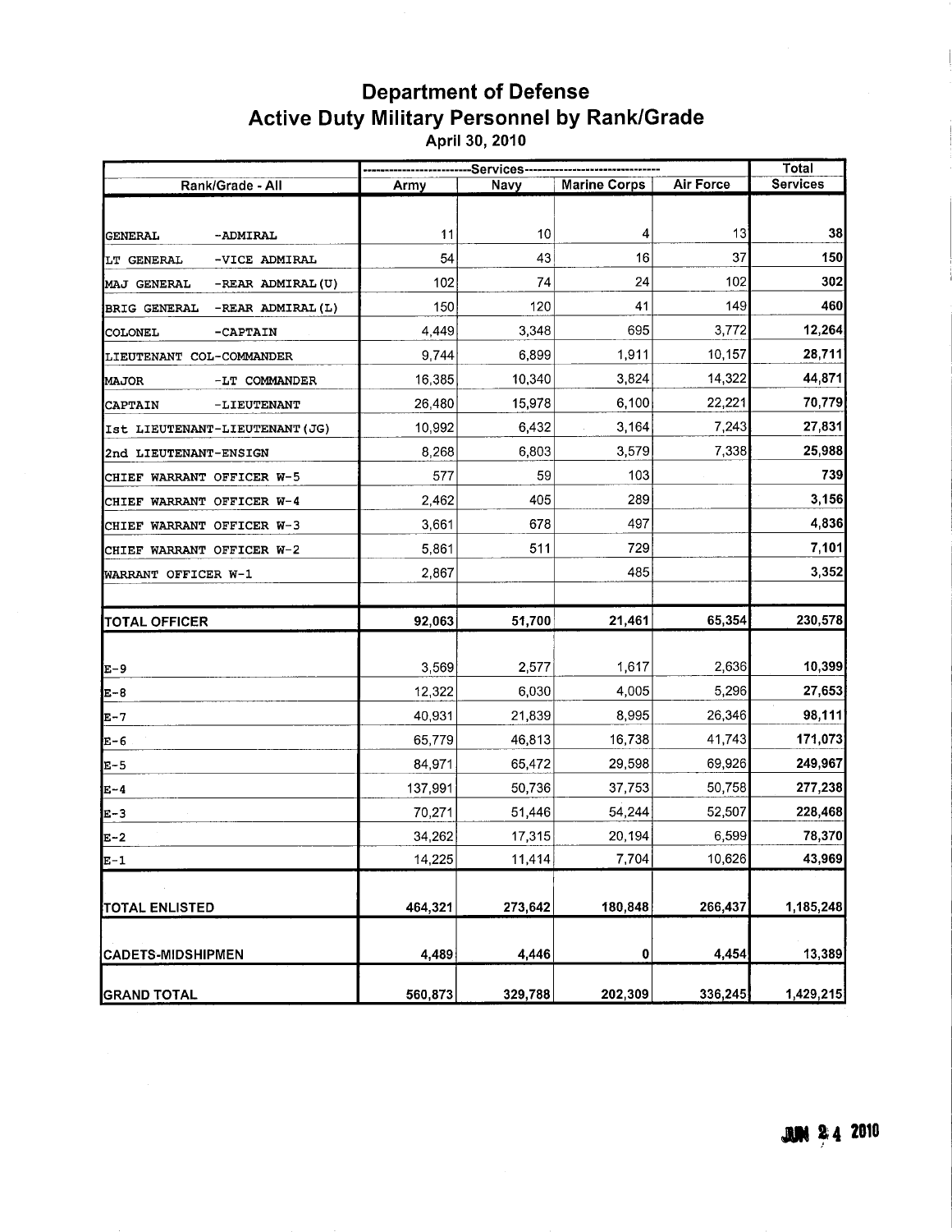# Department of Defense
## Active Duty Military Personnel by Rank/Grade
April 30, 2010

| Rank/Grade - All | Army | Navy | Marine Corps | Air Force | Total Services |
|---|---|---|---|---|---|
| GENERAL -ADMIRAL | 11 | 10 | 4 | 13 | 38 |
| LT GENERAL -VICE ADMIRAL | 54 | 43 | 16 | 37 | 150 |
| MAJ GENERAL -REAR ADMIRAL (U) | 102 | 74 | 24 | 102 | 302 |
| BRIG GENERAL -REAR ADMIRAL (L) | 150 | 120 | 41 | 149 | 460 |
| COLONEL -CAPTAIN | 4,449 | 3,348 | 695 | 3,772 | 12,264 |
| LIEUTENANT COL-COMMANDER | 9,744 | 6,899 | 1,911 | 10,157 | 28,711 |
| MAJOR -LT COMMANDER | 16,385 | 10,340 | 3,824 | 14,322 | 44,871 |
| CAPTAIN -LIEUTENANT | 26,480 | 15,978 | 6,100 | 22,221 | 70,779 |
| Ist LIEUTENANT-LIEUTENANT (JG) | 10,992 | 6,432 | 3,164 | 7,243 | 27,831 |
| 2nd LIEUTENANT-ENSIGN | 8,268 | 6,803 | 3,579 | 7,338 | 25,988 |
| CHIEF WARRANT OFFICER W-5 | 577 | 59 | 103 | | 739 |
| CHIEF WARRANT OFFICER W-4 | 2,462 | 405 | 289 | | 3,156 |
| CHIEF WARRANT OFFICER W-3 | 3,661 | 678 | 497 | | 4,836 |
| CHIEF WARRANT OFFICER W-2 | 5,861 | 511 | 729 | | 7,101 |
| WARRANT OFFICER W-1 | 2,867 | | 485 | | 3,352 |
| **TOTAL OFFICER** | **92,063** | **51,700** | **21,461** | **65,354** | **230,578** |
| E-9 | 3,569 | 2,577 | 1,617 | 2,636 | 10,399 |
| E-8 | 12,322 | 6,030 | 4,005 | 5,296 | 27,653 |
| E-7 | 40,931 | 21,839 | 8,995 | 26,346 | 98,111 |
| E-6 | 65,779 | 46,813 | 16,738 | 41,743 | 171,073 |
| E-5 | 84,971 | 65,472 | 29,598 | 69,926 | 249,967 |
| E-4 | 137,991 | 50,736 | 37,753 | 50,758 | 277,238 |
| E-3 | 70,271 | 51,446 | 54,244 | 52,507 | 228,468 |
| E-2 | 34,262 | 17,315 | 20,194 | 6,599 | 78,370 |
| E-1 | 14,225 | 11,414 | 7,704 | 10,626 | 43,969 |
| **TOTAL ENLISTED** | **464,321** | **273,642** | **180,848** | **266,437** | **1,185,248** |
| **CADETS-MIDSHIPMEN** | **4,489** | **4,446** | **0** | **4,454** | **13,389** |
| **GRAND TOTAL** | **560,873** | **329,788** | **202,309** | **336,245** | **1,429,215** |

JUN 24 2010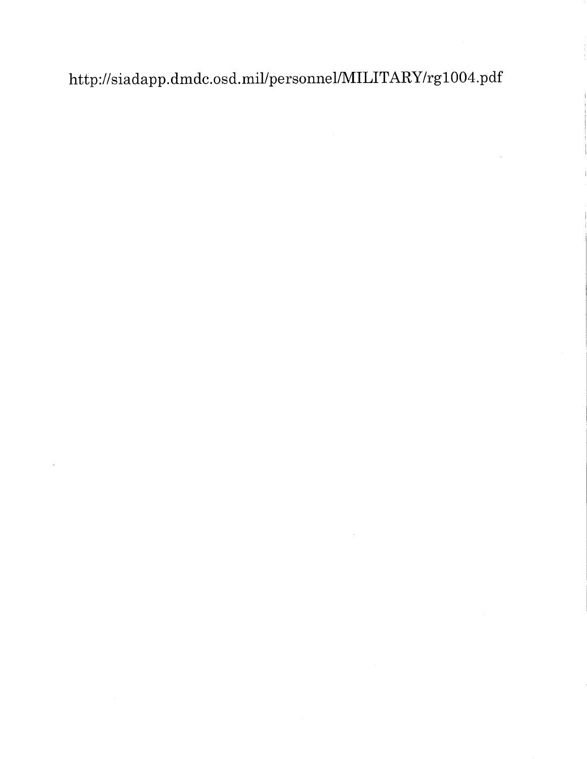http://siadapp.dmdc.osd.mil/personnel/MILITARY/rg1004.pdf